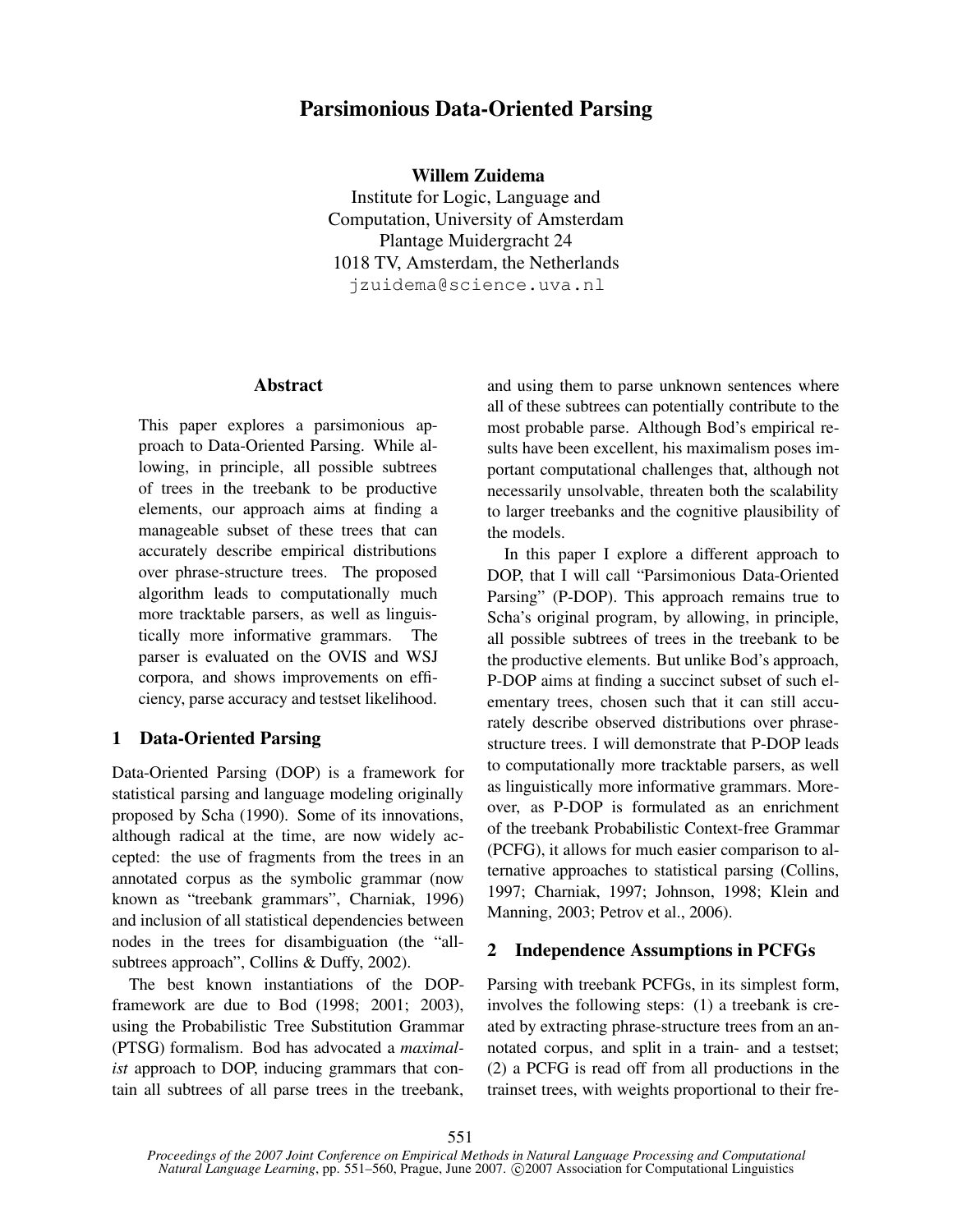# Parsimonious Data-Oriented Parsing

**Willem Zuidema**
Institute for Logic, Language and Computation, University of Amsterdam
Plantage Muidergracht 24
1018 TV, Amsterdam, the Netherlands
jzuidema@science.uva.nl

## Abstract

This paper explores a parsimonious approach to Data-Oriented Parsing. While allowing, in principle, all possible subtrees of trees in the treebank to be productive elements, our approach aims at finding a manageable subset of these trees that can accurately describe empirical distributions over phrase-structure trees. The proposed algorithm leads to computationally much more tracktable parsers, as well as linguistically more informative grammars. The parser is evaluated on the OVIS and WSJ corpora, and shows improvements on efficiency, parse accuracy and testset likelihood.

## 1 Data-Oriented Parsing

Data-Oriented Parsing (DOP) is a framework for statistical parsing and language modeling originally proposed by Scha (1990). Some of its innovations, although radical at the time, are now widely accepted: the use of fragments from the trees in an annotated corpus as the symbolic grammar (now known as "treebank grammars", Charniak, 1996) and inclusion of all statistical dependencies between nodes in the trees for disambiguation (the "all-subtrees approach", Collins & Duffy, 2002).

The best known instantiations of the DOP-framework are due to Bod (1998; 2001; 2003), using the Probabilistic Tree Substitution Grammar (PTSG) formalism. Bod has advocated a *maximalist* approach to DOP, inducing grammars that contain all subtrees of all parse trees in the treebank, and using them to parse unknown sentences where all of these subtrees can potentially contribute to the most probable parse. Although Bod's empirical results have been excellent, his maximalism poses important computational challenges that, although not necessarily unsolvable, threaten both the scalability to larger treebanks and the cognitive plausibility of the models.

In this paper I explore a different approach to DOP, that I will call "Parsimonious Data-Oriented Parsing" (P-DOP). This approach remains true to Scha's original program, by allowing, in principle, all possible subtrees of trees in the treebank to be the productive elements. But unlike Bod's approach, P-DOP aims at finding a succinct subset of such elementary trees, chosen such that it can still accurately describe observed distributions over phrase-structure trees. I will demonstrate that P-DOP leads to computationally more tracktable parsers, as well as linguistically more informative grammars. Moreover, as P-DOP is formulated as an enrichment of the treebank Probabilistic Context-free Grammar (PCFG), it allows for much easier comparison to alternative approaches to statistical parsing (Collins, 1997; Charniak, 1997; Johnson, 1998; Klein and Manning, 2003; Petrov et al., 2006).

## 2 Independence Assumptions in PCFGs

Parsing with treebank PCFGs, in its simplest form, involves the following steps: (1) a treebank is created by extracting phrase-structure trees from an annotated corpus, and split in a train- and a testset; (2) a PCFG is read off from all productions in the trainset trees, with weights proportional to their fre-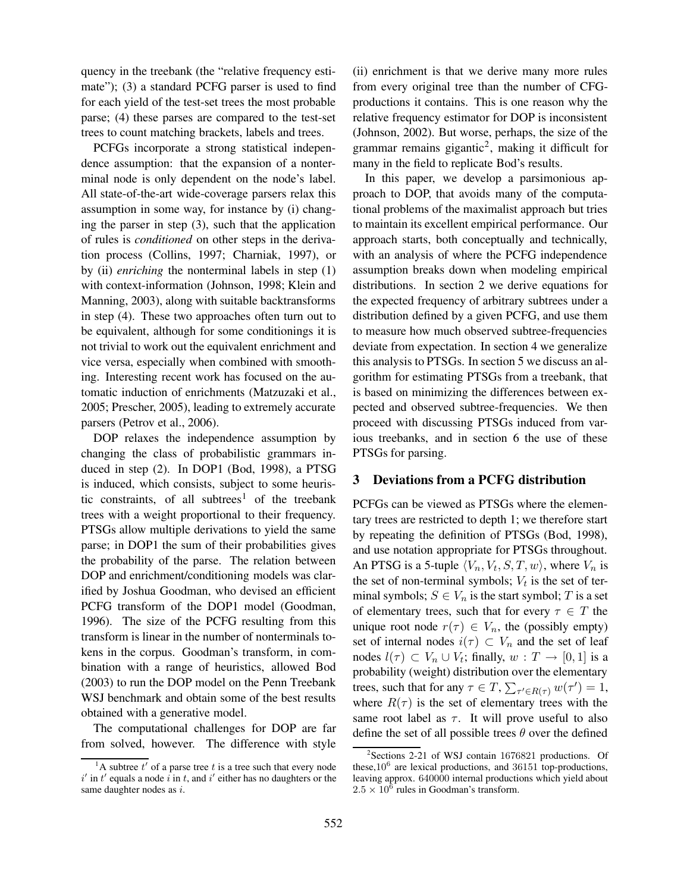quency in the treebank (the "relative frequency estimate"); (3) a standard PCFG parser is used to find for each yield of the test-set trees the most probable parse; (4) these parses are compared to the test-set trees to count matching brackets, labels and trees.

PCFGs incorporate a strong statistical independence assumption: that the expansion of a nonterminal node is only dependent on the node's label. All state-of-the-art wide-coverage parsers relax this assumption in some way, for instance by (i) changing the parser in step (3), such that the application of rules is *conditioned* on other steps in the derivation process (Collins, 1997; Charniak, 1997), or by (ii) *enriching* the nonterminal labels in step (1) with context-information (Johnson, 1998; Klein and Manning, 2003), along with suitable backtransforms in step (4). These two approaches often turn out to be equivalent, although for some conditionings it is not trivial to work out the equivalent enrichment and vice versa, especially when combined with smoothing. Interesting recent work has focused on the automatic induction of enrichments (Matzuzaki et al., 2005; Prescher, 2005), leading to extremely accurate parsers (Petrov et al., 2006).

DOP relaxes the independence assumption by changing the class of probabilistic grammars induced in step (2). In DOP1 (Bod, 1998), a PTSG is induced, which consists, subject to some heuristic constraints, of all subtrees[1] of the treebank trees with a weight proportional to their frequency. PTSGs allow multiple derivations to yield the same parse; in DOP1 the sum of their probabilities gives the probability of the parse. The relation between DOP and enrichment/conditioning models was clarified by Joshua Goodman, who devised an efficient PCFG transform of the DOP1 model (Goodman, 1996). The size of the PCFG resulting from this transform is linear in the number of nonterminals tokens in the corpus. Goodman's transform, in combination with a range of heuristics, allowed Bod (2003) to run the DOP model on the Penn Treebank WSJ benchmark and obtain some of the best results obtained with a generative model.

The computational challenges for DOP are far from solved, however. The difference with style (ii) enrichment is that we derive many more rules from every original tree than the number of CFG-productions it contains. This is one reason why the relative frequency estimator for DOP is inconsistent (Johnson, 2002). But worse, perhaps, the size of the grammar remains gigantic[2], making it difficult for many in the field to replicate Bod's results.

In this paper, we develop a parsimonious approach to DOP, that avoids many of the computational problems of the maximalist approach but tries to maintain its excellent empirical performance. Our approach starts, both conceptually and technically, with an analysis of where the PCFG independence assumption breaks down when modeling empirical distributions. In section 2 we derive equations for the expected frequency of arbitrary subtrees under a distribution defined by a given PCFG, and use them to measure how much observed subtree-frequencies deviate from expectation. In section 4 we generalize this analysis to PTSGs. In section 5 we discuss an algorithm for estimating PTSGs from a treebank, that is based on minimizing the differences between expected and observed subtree-frequencies. We then proceed with discussing PTSGs induced from various treebanks, and in section 6 the use of these PTSGs for parsing.

## 3 Deviations from a PCFG distribution

PCFGs can be viewed as PTSGs where the elementary trees are restricted to depth 1; we therefore start by repeating the definition of PTSGs (Bod, 1998), and use notation appropriate for PTSGs throughout. An PTSG is a 5-tuple $\langle V_n, V_t, S, T, w \rangle$, where $V_n$ is the set of non-terminal symbols; $V_t$ is the set of terminal symbols; $S \in V_n$ is the start symbol; $T$ is a set of elementary trees, such that for every $\tau \in T$ the unique root node $r(\tau) \in V_n$, the (possibly empty) set of internal nodes $i(\tau) \subset V_n$ and the set of leaf nodes $l(\tau) \subset V_n \cup V_t$; finally, $w : T \rightarrow [0, 1]$ is a probability (weight) distribution over the elementary trees, such that for any $\tau \in T$, $\sum_{\tau' \in R(\tau)} w(\tau') = 1$, where $R(\tau)$ is the set of elementary trees with the same root label as $\tau$. It will prove useful to also define the set of all possible trees $\theta$ over the defined

[1] A subtree $t'$ of a parse tree $t$ is a tree such that every node $i'$ in $t'$ equals a node $i$ in $t$, and $i'$ either has no daughters or the same daughter nodes as $i$.

[2] Sections 2-21 of WSJ contain 1676821 productions. Of these, $10^6$ are lexical productions, and 36151 top-productions, leaving approx. 640000 internal productions which yield about $2.5 \times 10^6$ rules in Goodman's transform.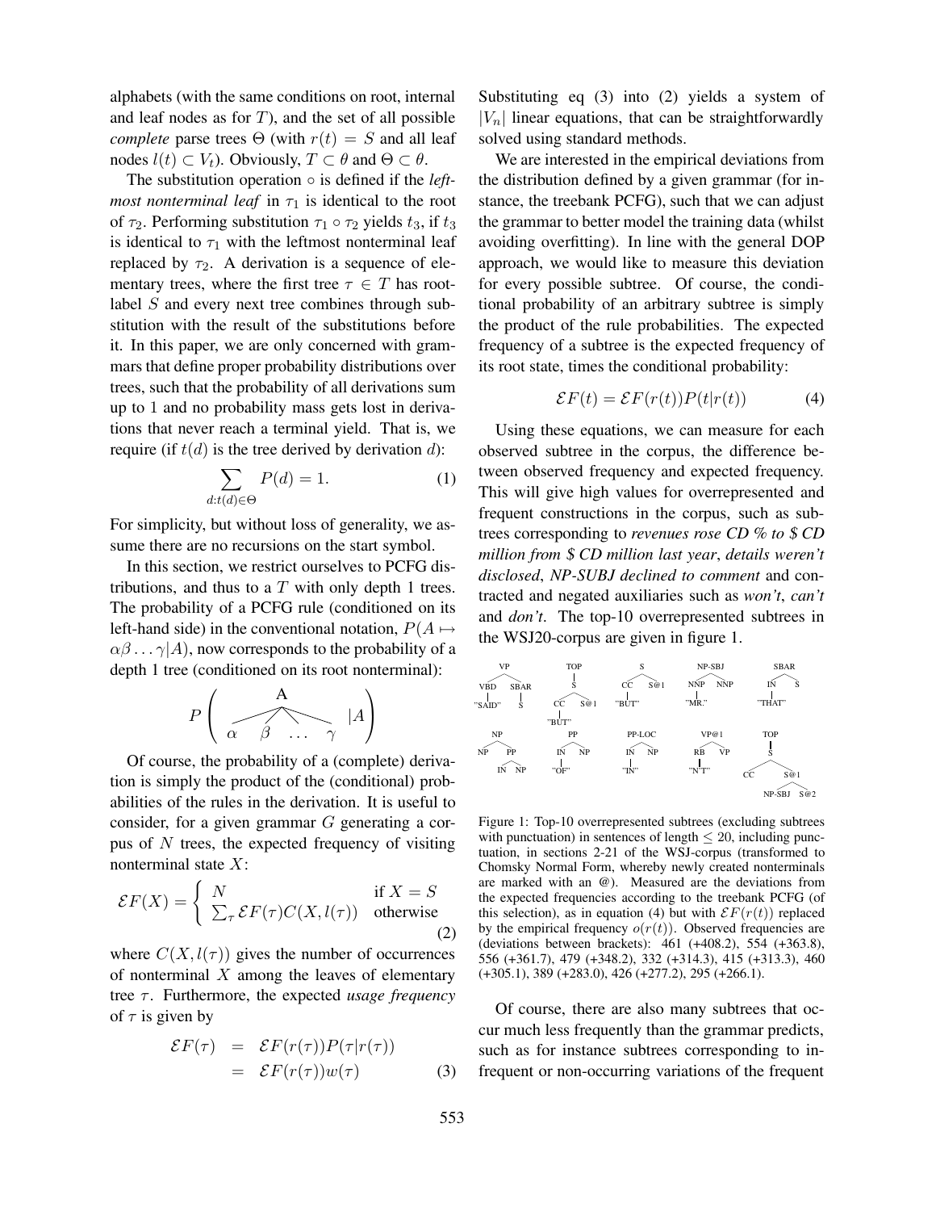alphabets (with the same conditions on root, internal and leaf nodes as for $T$), and the set of all possible *complete* parse trees $\Theta$ (with $r(t) = S$ and all leaf nodes $l(t) \subset V_t$). Obviously, $T \subset \theta$ and $\Theta \subset \theta$.

The substitution operation $\circ$ is defined if the *leftmost nonterminal leaf* in $\tau_1$ is identical to the root of $\tau_2$. Performing substitution $\tau_1 \circ \tau_2$ yields $t_3$, if $t_3$ is identical to $\tau_1$ with the leftmost nonterminal leaf replaced by $\tau_2$. A derivation is a sequence of elementary trees, where the first tree $\tau \in T$ has root-label $S$ and every next tree combines through substitution with the result of the substitutions before it. In this paper, we are only concerned with grammars that define proper probability distributions over trees, such that the probability of all derivations sum up to 1 and no probability mass gets lost in derivations that never reach a terminal yield. That is, we require (if $t(d)$ is the tree derived by derivation $d$):

$$\sum_{d:t(d)\in\Theta} P(d) = 1. \quad (1)$$

For simplicity, but without loss of generality, we assume there are no recursions on the start symbol.

In this section, we restrict ourselves to PCFG distributions, and thus to a $T$ with only depth 1 trees. The probability of a PCFG rule (conditioned on its left-hand side) in the conventional notation, $P(A \mapsto \alpha\beta\ldots\gamma|A)$, now corresponds to the probability of a depth 1 tree (conditioned on its root nonterminal):

$$P\left( \begin{array}{c} A \\ \alpha \quad \beta \quad \ldots \quad \gamma \end{array} |A \right)$$

Of course, the probability of a (complete) derivation is simply the product of the (conditional) probabilities of the rules in the derivation. It is useful to consider, for a given grammar $G$ generating a corpus of $N$ trees, the expected frequency of visiting nonterminal state $X$:

$$\mathcal{E}F(X) = \begin{cases} N & \text{if } X = S \\ \sum_\tau \mathcal{E}F(\tau)C(X, l(\tau)) & \text{otherwise} \end{cases} \quad (2)$$

where $C(X, l(\tau))$ gives the number of occurrences of nonterminal $X$ among the leaves of elementary tree $\tau$. Furthermore, the expected *usage frequency* of $\tau$ is given by

$$\begin{aligned} \mathcal{E}F(\tau) &= \mathcal{E}F(r(\tau))P(\tau|r(\tau)) \\ &= \mathcal{E}F(r(\tau))w(\tau) \end{aligned} \quad (3)$$

Substituting eq (3) into (2) yields a system of $|V_n|$ linear equations, that can be straightforwardly solved using standard methods.

We are interested in the empirical deviations from the distribution defined by a given grammar (for instance, the treebank PCFG), such that we can adjust the grammar to better model the training data (whilst avoiding overfitting). In line with the general DOP approach, we would like to measure this deviation for every possible subtree. Of course, the conditional probability of an arbitrary subtree is simply the product of the rule probabilities. The expected frequency of a subtree is the expected frequency of its root state, times the conditional probability:

$$\mathcal{E}F(t) = \mathcal{E}F(r(t))P(t|r(t)) \quad (4)$$

Using these equations, we can measure for each observed subtree in the corpus, the difference between observed frequency and expected frequency. This will give high values for overrepresented and frequent constructions in the corpus, such as subtrees corresponding to *revenues rose CD % to \$ CD million from \$ CD million last year*, *details weren't disclosed*, *NP-SUBJ declined to comment* and contracted and negated auxiliaries such as *won't*, *can't* and *don't*. The top-10 overrepresented subtrees in the WSJ20-corpus are given in figure 1.

Figure 1: Top-10 overrepresented subtrees (excluding subtrees with punctuation) in sentences of length $\leq 20$, including punctuation, in sections 2-21 of the WSJ-corpus (transformed to Chomsky Normal Form, whereby newly created nonterminals are marked with an @). Measured are the deviations from the expected frequencies according to the treebank PCFG (of this selection), as in equation (4) but with $\mathcal{E}F(r(t))$ replaced by the empirical frequency $o(r(t))$. Observed frequencies are (deviations between brackets): 461 (+408.2), 554 (+363.8), 556 (+361.7), 479 (+348.2), 332 (+314.3), 415 (+313.3), 460 (+305.1), 389 (+283.0), 426 (+277.2), 295 (+266.1).

Of course, there are also many subtrees that occur much less frequently than the grammar predicts, such as for instance subtrees corresponding to infrequent or non-occurring variations of the frequent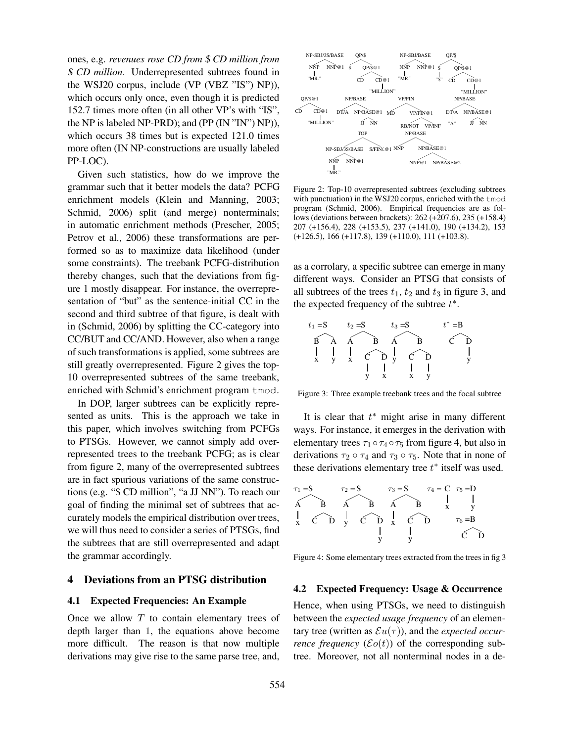ones, e.g. *revenues rose CD from $ CD million from $ CD million*. Underrepresented subtrees found in the WSJ20 corpus, include (VP (VBZ "IS") NP)), which occurs only once, even though it is predicted 152.7 times more often (in all other VP's with "IS", the NP is labeled NP-PRD); and (PP (IN "IN") NP)), which occurs 38 times but is expected 121.0 times more often (IN NP-constructions are usually labeled PP-LOC).

Given such statistics, how do we improve the grammar such that it better models the data? PCFG enrichment models (Klein and Manning, 2003; Schmid, 2006) split (and merge) nonterminals; in automatic enrichment methods (Prescher, 2005; Petrov et al., 2006) these transformations are performed so as to maximize data likelihood (under some constraints). The treebank PCFG-distribution thereby changes, such that the deviations from figure 1 mostly disappear. For instance, the overrepresentation of "but" as the sentence-initial CC in the second and third subtree of that figure, is dealt with in (Schmid, 2006) by splitting the CC-category into CC/BUT and CC/AND. However, also when a range of such transformations is applied, some subtrees are still greatly overrepresented. Figure 2 gives the top-10 overrepresented subtrees of the same treebank, enriched with Schmid's enrichment program `tmod`.

In DOP, larger subtrees can be explicitly represented as units. This is the approach we take in this paper, which involves switching from PCFGs to PTSGs. However, we cannot simply add overrepresented trees to the treebank PCFG; as is clear from figure 2, many of the overrepresented subtrees are in fact spurious variations of the same constructions (e.g. "$ CD million", "a JJ NN"). To reach our goal of finding the minimal set of subtrees that accurately models the empirical distribution over trees, we will thus need to consider a series of PTSGs, find the subtrees that are still overrepresented and adapt the grammar accordingly.

Figure 2: Top-10 overrepresented subtrees (excluding subtrees with punctuation) in the WSJ20 corpus, enriched with the `tmod` program (Schmid, 2006). Empirical frequencies are as follows (deviations between brackets): 262 (+207.6), 235 (+158.4) 207 (+156.4), 228 (+153.5), 237 (+141.0), 190 (+134.2), 153 (+126.5), 166 (+117.8), 139 (+110.0), 111 (+103.8).

## 4 Deviations from an PTSG distribution

### 4.1 Expected Frequencies: An Example

Once we allow $T$ to contain elementary trees of depth larger than 1, the equations above become more difficult. The reason is that now multiple derivations may give rise to the same parse tree, and, as a corrolary, a specific subtree can emerge in many different ways. Consider an PTSG that consists of all subtrees of the trees $t_1$, $t_2$ and $t_3$ in figure 3, and the expected frequency of the subtree $t^*$.

Figure 3: Three example treebank trees and the focal subtree

It is clear that $t^*$ might arise in many different ways. For instance, it emerges in the derivation with elementary trees $\tau_1 \circ \tau_4 \circ \tau_5$ from figure 4, but also in derivations $\tau_2 \circ \tau_4$ and $\tau_3 \circ \tau_5$. Note that in none of these derivations elementary tree $t^*$ itself was used.

Figure 4: Some elementary trees extracted from the trees in fig 3

### 4.2 Expected Frequency: Usage & Occurrence

Hence, when using PTSGs, we need to distinguish between the *expected usage frequency* of an elementary tree (written as $\mathcal{E}u(\tau)$), and the *expected occurrence frequency* ($\mathcal{E}o(t)$) of the corresponding subtree. Moreover, not all nonterminal nodes in a de-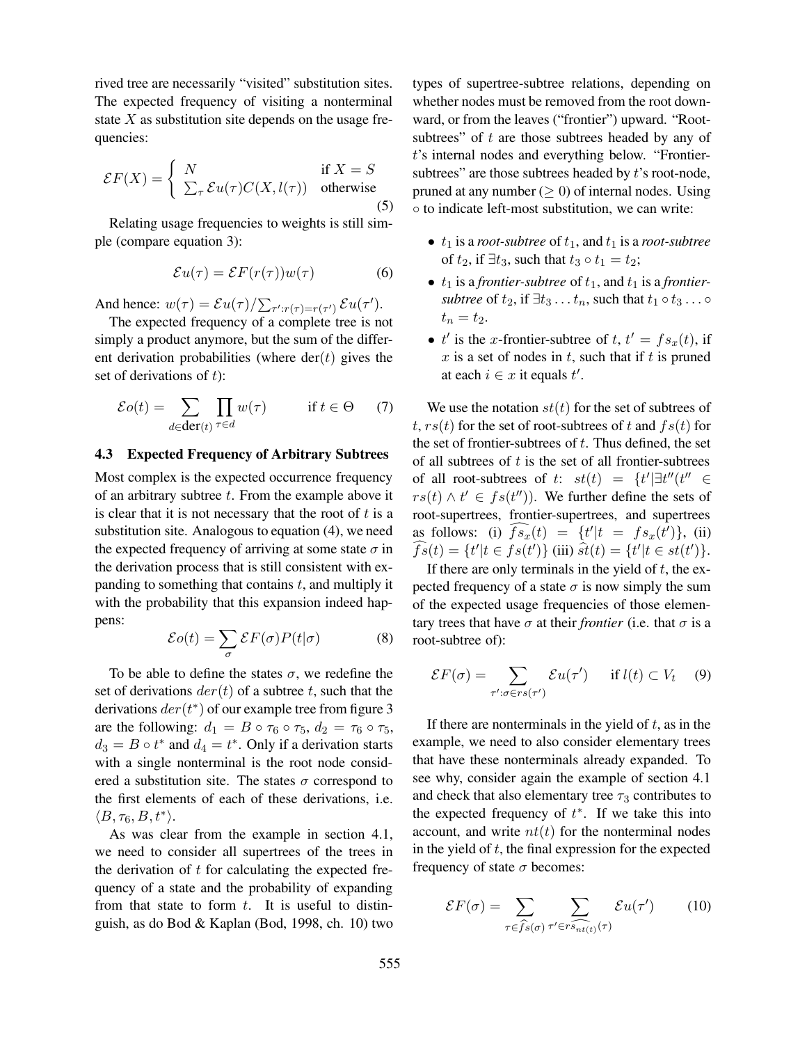rived tree are necessarily "visited" substitution sites. The expected frequency of visiting a nonterminal state $X$ as substitution site depends on the usage frequencies:

$$\mathcal{E}F(X) = \begin{cases} N & \text{if } X = S \\ \sum_\tau \mathcal{E}u(\tau) C(X, l(\tau)) & \text{otherwise} \end{cases} \quad (5)$$

Relating usage frequencies to weights is still simple (compare equation 3):

$$\mathcal{E}u(\tau) = \mathcal{E}F(r(\tau))w(\tau) \quad (6)$$

And hence: $w(\tau) = \mathcal{E}u(\tau) / \sum_{\tau' : r(\tau) = r(\tau')} \mathcal{E}u(\tau')$.

The expected frequency of a complete tree is not simply a product anymore, but the sum of the different derivation probabilities (where der$(t)$ gives the set of derivations of $t$):

$$\mathcal{E}o(t) = \sum_{d \in \text{der}(t)} \prod_{\tau \in d} w(\tau) \qquad \text{if } t \in \Theta \quad (7)$$

### 4.3 Expected Frequency of Arbitrary Subtrees

Most complex is the expected occurrence frequency of an arbitrary subtree $t$. From the example above it is clear that it is not necessary that the root of $t$ is a substitution site. Analogous to equation (4), we need the expected frequency of arriving at some state $\sigma$ in the derivation process that is still consistent with expanding to something that contains $t$, and multiply it with the probability that this expansion indeed happens:

$$\mathcal{E}o(t) = \sum_\sigma \mathcal{E}F(\sigma) P(t|\sigma) \quad (8)$$

To be able to define the states $\sigma$, we redefine the set of derivations $der(t)$ of a subtree $t$, such that the derivations $der(t^*)$ of our example tree from figure 3 are the following: $d_1 = B \circ \tau_6 \circ \tau_5$, $d_2 = \tau_6 \circ \tau_5$, $d_3 = B \circ t^*$ and $d_4 = t^*$. Only if a derivation starts with a single nonterminal is the root node considered a substitution site. The states $\sigma$ correspond to the first elements of each of these derivations, i.e. $\langle B, \tau_6, B, t^* \rangle$.

As was clear from the example in section 4.1, we need to consider all supertrees of the trees in the derivation of $t$ for calculating the expected frequency of a state and the probability of expanding from that state to form $t$. It is useful to distinguish, as do Bod & Kaplan (Bod, 1998, ch. 10) two types of supertree-subtree relations, depending on whether nodes must be removed from the root downward, or from the leaves ("frontier") upward. "Root-subtrees" of $t$ are those subtrees headed by any of $t$'s internal nodes and everything below. "Frontier-subtrees" are those subtrees headed by $t$'s root-node, pruned at any number ($\geq 0$) of internal nodes. Using $\circ$ to indicate left-most substitution, we can write:

- $t_1$ is a *root-subtree* of $t_1$, and $t_1$ is a *root-subtree* of $t_2$, if $\exists t_3$, such that $t_3 \circ t_1 = t_2$;
- $t_1$ is a *frontier-subtree* of $t_1$, and $t_1$ is a *frontier-subtree* of $t_2$, if $\exists t_3 \ldots t_n$, such that $t_1 \circ t_3 \ldots \circ t_n = t_2$.
- $t'$ is the $x$-frontier-subtree of $t$, $t' = fs_x(t)$, if $x$ is a set of nodes in $t$, such that if $t$ is pruned at each $i \in x$ it equals $t'$.

We use the notation $st(t)$ for the set of subtrees of $t$, $rs(t)$ for the set of root-subtrees of $t$ and $fs(t)$ for the set of frontier-subtrees of $t$. Thus defined, the set of all subtrees of $t$ is the set of all frontier-subtrees of all root-subtrees of $t$: $st(t) = \{t' | \exists t''(t'' \in rs(t) \wedge t' \in fs(t''))\}$. We further define the sets of root-supertrees, frontier-supertrees, and supertrees as follows: (i) $\widehat{fs_x}(t) = \{t' | t = fs_x(t')\}$, (ii) $\widehat{fs}(t) = \{t' | t \in fs(t')\}$ (iii) $\widehat{st}(t) = \{t' | t \in st(t')\}$.

If there are only terminals in the yield of $t$, the expected frequency of a state $\sigma$ is now simply the sum of the expected usage frequencies of those elementary trees that have $\sigma$ at their *frontier* (i.e. that $\sigma$ is a root-subtree of):

$$\mathcal{E}F(\sigma) = \sum_{\tau' : \sigma \in rs(\tau')} \mathcal{E}u(\tau') \qquad \text{if } l(t) \subset V_t \quad (9)$$

If there are nonterminals in the yield of $t$, as in the example, we need to also consider elementary trees that have these nonterminals already expanded. To see why, consider again the example of section 4.1 and check that also elementary tree $\tau_3$ contributes to the expected frequency of $t^*$. If we take this into account, and write $nt(t)$ for the nonterminal nodes in the yield of $t$, the final expression for the expected frequency of state $\sigma$ becomes:

$$\mathcal{E}F(\sigma) = \sum_{\tau \in \widehat{fs}(\sigma)} \sum_{\tau' \in \widehat{rs_{nt(t)}}(\tau)} \mathcal{E}u(\tau') \quad (10)$$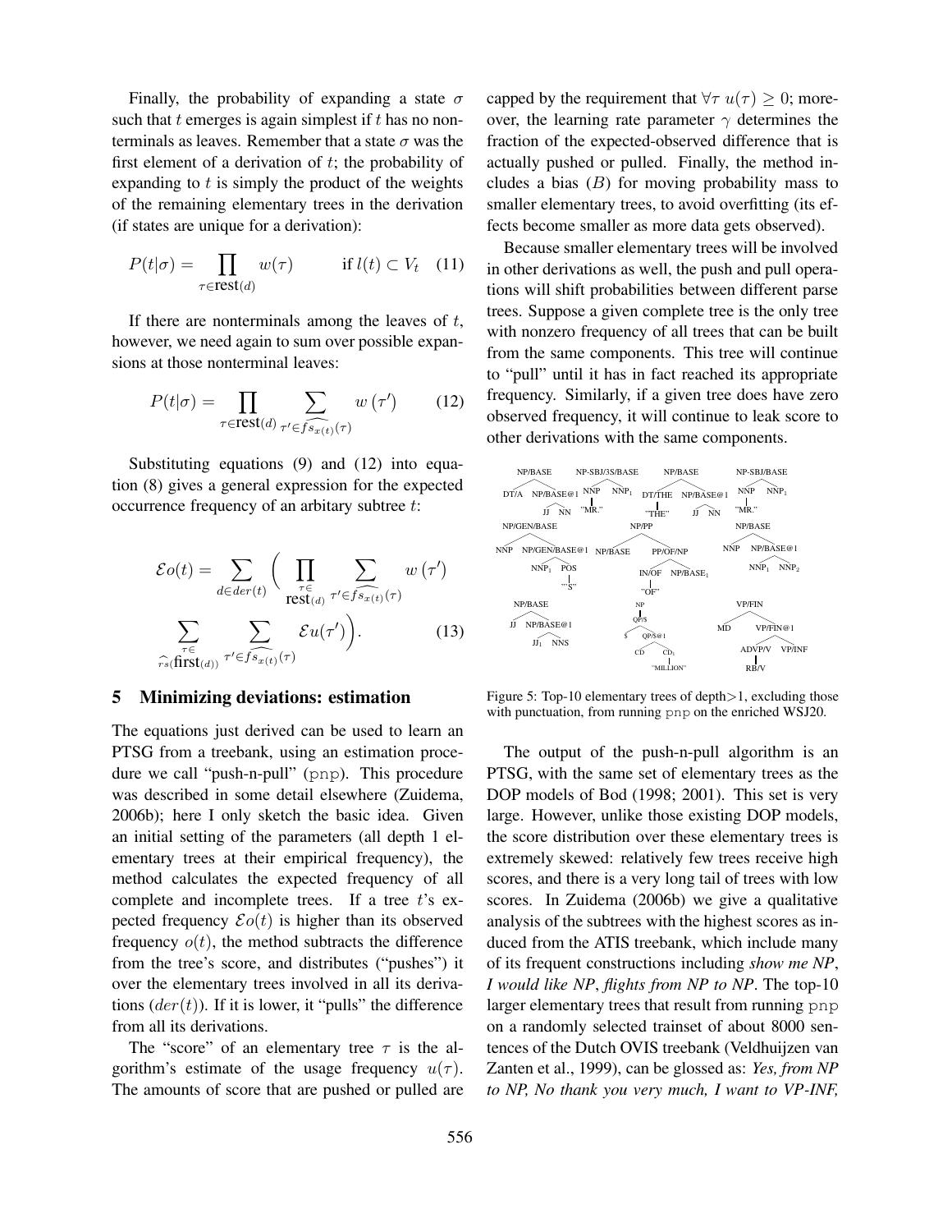Finally, the probability of expanding a state $\sigma$ such that $t$ emerges is again simplest if $t$ has no nonterminals as leaves. Remember that a state $\sigma$ was the first element of a derivation of $t$; the probability of expanding to $t$ is simply the product of the weights of the remaining elementary trees in the derivation (if states are unique for a derivation):

$$P(t|\sigma) = \prod_{\tau \in \text{rest}(d)} w(\tau) \qquad \text{if } l(t) \subset V_t \quad (11)$$

If there are nonterminals among the leaves of $t$, however, we need again to sum over possible expansions at those nonterminal leaves:

$$P(t|\sigma) = \prod_{\tau \in \text{rest}(d)} \sum_{\tau' \in \widehat{fs_{x(t)}}(\tau)} w(\tau') \qquad (12)$$

Substituting equations (9) and (12) into equation (8) gives a general expression for the expected occurrence frequency of an arbitary subtree $t$:

$$\mathcal{E}o(t) = \sum_{d \in der(t)} \Bigg( \prod_{\substack{\tau \in \\ \text{rest}(d)}} \sum_{\tau' \in \widehat{fs_{x(t)}}(\tau)} w(\tau') \sum_{\substack{\tau \in \\ \widehat{rs}(\text{first}(d))}} \sum_{\tau' \in \widehat{fs_{x(t)}}(\tau)} \mathcal{E}u(\tau') \Bigg). \qquad (13)$$

## 5 Minimizing deviations: estimation

The equations just derived can be used to learn an PTSG from a treebank, using an estimation procedure we call "push-n-pull" (`pnp`). This procedure was described in some detail elsewhere (Zuidema, 2006b); here I only sketch the basic idea. Given an initial setting of the parameters (all depth 1 elementary trees at their empirical frequency), the method calculates the expected frequency of all complete and incomplete trees. If a tree $t$'s expected frequency $\mathcal{E}o(t)$ is higher than its observed frequency $o(t)$, the method subtracts the difference from the tree's score, and distributes ("pushes") it over the elementary trees involved in all its derivations ($der(t)$). If it is lower, it "pulls" the difference from all its derivations.

The "score" of an elementary tree $\tau$ is the algorithm's estimate of the usage frequency $u(\tau)$. The amounts of score that are pushed or pulled are capped by the requirement that $\forall \tau \; u(\tau) \geq 0$; moreover, the learning rate parameter $\gamma$ determines the fraction of the expected-observed difference that is actually pushed or pulled. Finally, the method includes a bias ($B$) for moving probability mass to smaller elementary trees, to avoid overfitting (its effects become smaller as more data gets observed).

Because smaller elementary trees will be involved in other derivations as well, the push and pull operations will shift probabilities between different parse trees. Suppose a given complete tree is the only tree with nonzero frequency of all trees that can be built from the same components. This tree will continue to "pull" until it has in fact reached its appropriate frequency. Similarly, if a given tree does have zero observed frequency, it will continue to leak score to other derivations with the same components.

Figure 5: Top-10 elementary trees of depth>1, excluding those with punctuation, from running `pnp` on the enriched WSJ20.

The output of the push-n-pull algorithm is an PTSG, with the same set of elementary trees as the DOP models of Bod (1998; 2001). This set is very large. However, unlike those existing DOP models, the score distribution over these elementary trees is extremely skewed: relatively few trees receive high scores, and there is a very long tail of trees with low scores. In Zuidema (2006b) we give a qualitative analysis of the subtrees with the highest scores as induced from the ATIS treebank, which include many of its frequent constructions including *show me NP*, *I would like NP*, *flights from NP to NP*. The top-10 larger elementary trees that result from running `pnp` on a randomly selected trainset of about 8000 sentences of the Dutch OVIS treebank (Veldhuijzen van Zanten et al., 1999), can be glossed as: *Yes, from NP to NP, No thank you very much, I want to VP-INF,*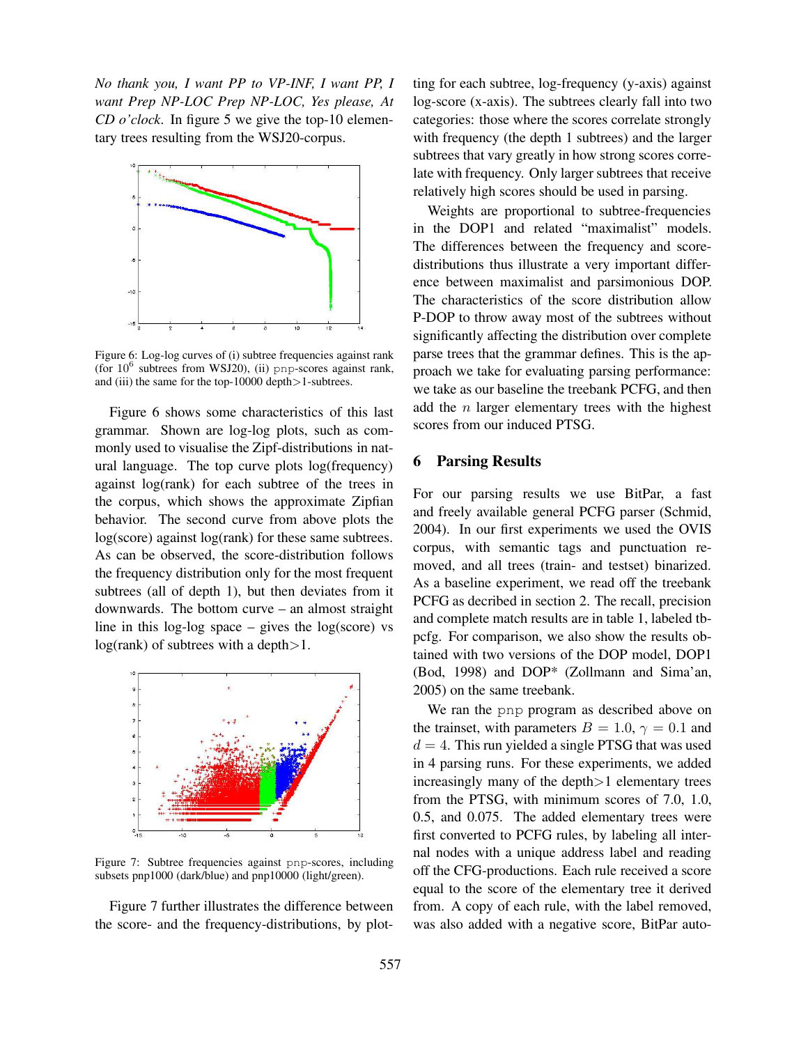*No thank you, I want PP to VP-INF, I want PP, I want Prep NP-LOC Prep NP-LOC, Yes please, At CD o'clock*. In figure 5 we give the top-10 elementary trees resulting from the WSJ20-corpus.

Figure 6: Log-log curves of (i) subtree frequencies against rank (for $10^6$ subtrees from WSJ20), (ii) pnp-scores against rank, and (iii) the same for the top-10000 depth>1-subtrees.

Figure 6 shows some characteristics of this last grammar. Shown are log-log plots, such as commonly used to visualise the Zipf-distributions in natural language. The top curve plots log(frequency) against log(rank) for each subtree of the trees in the corpus, which shows the approximate Zipfian behavior. The second curve from above plots the log(score) against log(rank) for these same subtrees. As can be observed, the score-distribution follows the frequency distribution only for the most frequent subtrees (all of depth 1), but then deviates from it downwards. The bottom curve – an almost straight line in this log-log space – gives the log(score) vs log(rank) of subtrees with a depth>1.

Figure 7: Subtree frequencies against pnp-scores, including subsets pnp1000 (dark/blue) and pnp10000 (light/green).

Figure 7 further illustrates the difference between the score- and the frequency-distributions, by plotting for each subtree, log-frequency (y-axis) against log-score (x-axis). The subtrees clearly fall into two categories: those where the scores correlate strongly with frequency (the depth 1 subtrees) and the larger subtrees that vary greatly in how strong scores correlate with frequency. Only larger subtrees that receive relatively high scores should be used in parsing.

Weights are proportional to subtree-frequencies in the DOP1 and related "maximalist" models. The differences between the frequency and score-distributions thus illustrate a very important difference between maximalist and parsimonious DOP. The characteristics of the score distribution allow P-DOP to throw away most of the subtrees without significantly affecting the distribution over complete parse trees that the grammar defines. This is the approach we take for evaluating parsing performance: we take as our baseline the treebank PCFG, and then add the $n$ larger elementary trees with the highest scores from our induced PTSG.

## 6 Parsing Results

For our parsing results we use BitPar, a fast and freely available general PCFG parser (Schmid, 2004). In our first experiments we used the OVIS corpus, with semantic tags and punctuation removed, and all trees (train- and testset) binarized. As a baseline experiment, we read off the treebank PCFG as decribed in section 2. The recall, precision and complete match results are in table 1, labeled tb-pcfg. For comparison, we also show the results obtained with two versions of the DOP model, DOP1 (Bod, 1998) and DOP* (Zollmann and Sima'an, 2005) on the same treebank.

We ran the pnp program as described above on the trainset, with parameters $B = 1.0$, $\gamma = 0.1$ and $d = 4$. This run yielded a single PTSG that was used in 4 parsing runs. For these experiments, we added increasingly many of the depth>1 elementary trees from the PTSG, with minimum scores of 7.0, 1.0, 0.5, and 0.075. The added elementary trees were first converted to PCFG rules, by labeling all internal nodes with a unique address label and reading off the CFG-productions. Each rule received a score equal to the score of the elementary tree it derived from. A copy of each rule, with the label removed, was also added with a negative score, BitPar auto-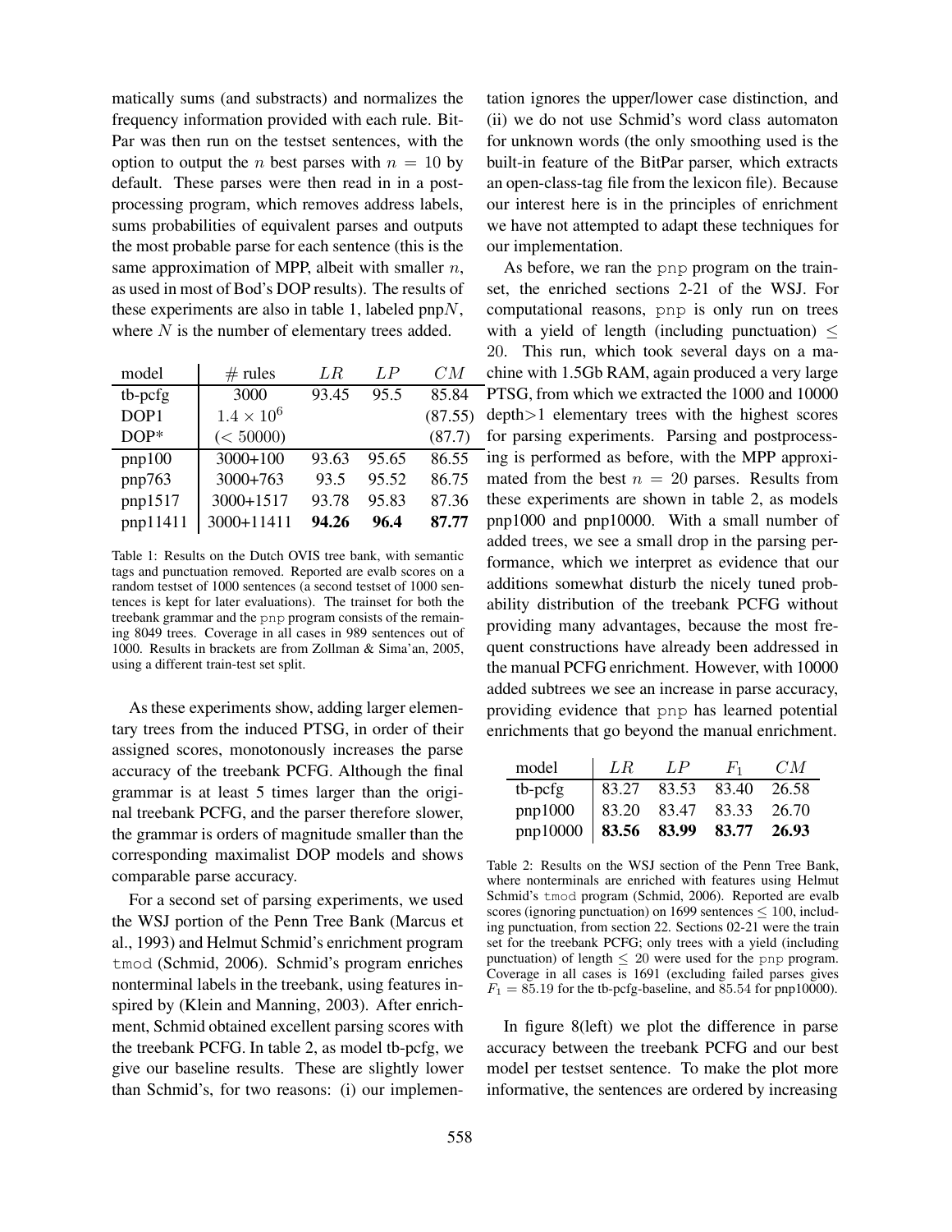matically sums (and substracts) and normalizes the frequency information provided with each rule. BitPar was then run on the testset sentences, with the option to output the $n$ best parses with $n = 10$ by default. These parses were then read in in a post-processing program, which removes address labels, sums probabilities of equivalent parses and outputs the most probable parse for each sentence (this is the same approximation of MPP, albeit with smaller $n$, as used in most of Bod's DOP results). The results of these experiments are also in table 1, labeled pnp$N$, where $N$ is the number of elementary trees added.

| model | # rules | $LR$ | $LP$ | $CM$ |
|---|---|---|---|---|
| tb-pcfg | 3000 | 93.45 | 95.5 | 85.84 |
| DOP1 | $1.4 \times 10^6$ | | | (87.55) |
| DOP* | (< 50000) | | | (87.7) |
| pnp100 | 3000+100 | 93.63 | 95.65 | 86.55 |
| pnp763 | 3000+763 | 93.5 | 95.52 | 86.75 |
| pnp1517 | 3000+1517 | 93.78 | 95.83 | 87.36 |
| pnp11411 | 3000+11411 | **94.26** | **96.4** | **87.77** |

Table 1: Results on the Dutch OVIS tree bank, with semantic tags and punctuation removed. Reported are evalb scores on a random testset of 1000 sentences (a second testset of 1000 sentences is kept for later evaluations). The trainset for both the treebank grammar and the pnp program consists of the remaining 8049 trees. Coverage in all cases in 989 sentences out of 1000. Results in brackets are from Zollman & Sima'an, 2005, using a different train-test set split.

As these experiments show, adding larger elementary trees from the induced PTSG, in order of their assigned scores, monotonously increases the parse accuracy of the treebank PCFG. Although the final grammar is at least 5 times larger than the original treebank PCFG, and the parser therefore slower, the grammar is orders of magnitude smaller than the corresponding maximalist DOP models and shows comparable parse accuracy.

For a second set of parsing experiments, we used the WSJ portion of the Penn Tree Bank (Marcus et al., 1993) and Helmut Schmid's enrichment program `tmod` (Schmid, 2006). Schmid's program enriches nonterminal labels in the treebank, using features inspired by (Klein and Manning, 2003). After enrichment, Schmid obtained excellent parsing scores with the treebank PCFG. In table 2, as model tb-pcfg, we give our baseline results. These are slightly lower than Schmid's, for two reasons: (i) our implementation ignores the upper/lower case distinction, and (ii) we do not use Schmid's word class automaton for unknown words (the only smoothing used is the built-in feature of the BitPar parser, which extracts an open-class-tag file from the lexicon file). Because our interest here is in the principles of enrichment we have not attempted to adapt these techniques for our implementation.

As before, we ran the `pnp` program on the trainset, the enriched sections 2-21 of the WSJ. For computational reasons, `pnp` is only run on trees with a yield of length (including punctuation) $\leq 20$. This run, which took several days on a machine with 1.5Gb RAM, again produced a very large PTSG, from which we extracted the 1000 and 10000 depth>1 elementary trees with the highest scores for parsing experiments. Parsing and postprocessing is performed as before, with the MPP approximated from the best $n = 20$ parses. Results from these experiments are shown in table 2, as models pnp1000 and pnp10000. With a small number of added trees, we see a small drop in the parsing performance, which we interpret as evidence that our additions somewhat disturb the nicely tuned probability distribution of the treebank PCFG without providing many advantages, because the most frequent constructions have already been addressed in the manual PCFG enrichment. However, with 10000 added subtrees we see an increase in parse accuracy, providing evidence that `pnp` has learned potential enrichments that go beyond the manual enrichment.

| model | $LR$ | $LP$ | $F_1$ | $CM$ |
|---|---|---|---|---|
| tb-pcfg | 83.27 | 83.53 | 83.40 | 26.58 |
| pnp1000 | 83.20 | 83.47 | 83.33 | 26.70 |
| pnp10000 | **83.56** | **83.99** | **83.77** | **26.93** |

Table 2: Results on the WSJ section of the Penn Tree Bank, where nonterminals are enriched with features using Helmut Schmid's `tmod` program (Schmid, 2006). Reported are evalb scores (ignoring punctuation) on 1699 sentences $\leq 100$, including punctuation, from section 22. Sections 02-21 were the train set for the treebank PCFG; only trees with a yield (including punctuation) of length $\leq 20$ were used for the `pnp` program. Coverage in all cases is 1691 (excluding failed parses gives $F_1 = 85.19$ for the tb-pcfg-baseline, and 85.54 for pnp10000).

In figure 8(left) we plot the difference in parse accuracy between the treebank PCFG and our best model per testset sentence. To make the plot more informative, the sentences are ordered by increasing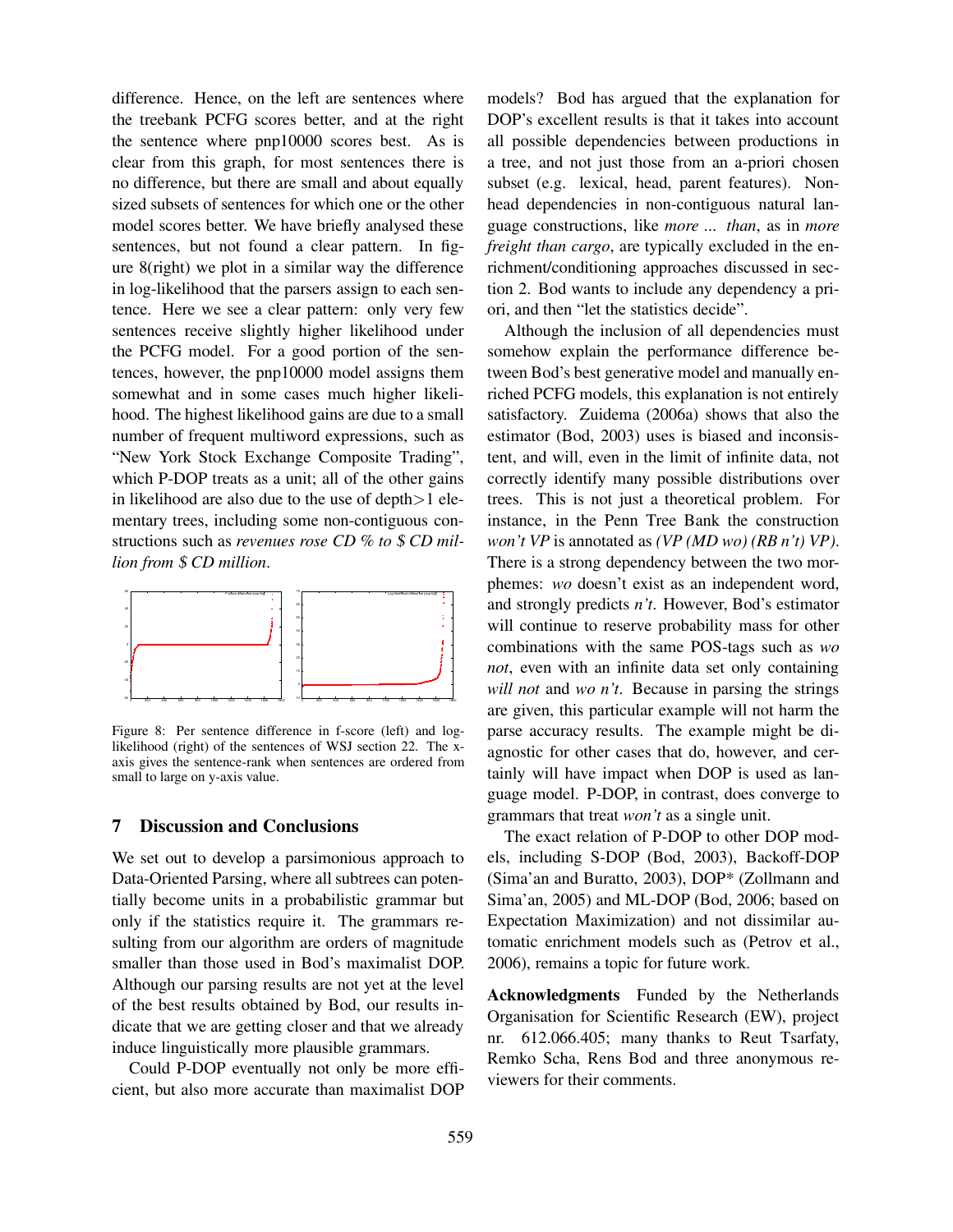difference. Hence, on the left are sentences where the treebank PCFG scores better, and at the right the sentence where pnp10000 scores best. As is clear from this graph, for most sentences there is no difference, but there are small and about equally sized subsets of sentences for which one or the other model scores better. We have briefly analysed these sentences, but not found a clear pattern. In figure 8(right) we plot in a similar way the difference in log-likelihood that the parsers assign to each sentence. Here we see a clear pattern: only very few sentences receive slightly higher likelihood under the PCFG model. For a good portion of the sentences, however, the pnp10000 model assigns them somewhat and in some cases much higher likelihood. The highest likelihood gains are due to a small number of frequent multiword expressions, such as "New York Stock Exchange Composite Trading", which P-DOP treats as a unit; all of the other gains in likelihood are also due to the use of depth>1 elementary trees, including some non-contiguous constructions such as *revenues rose CD % to $ CD million from $ CD million*.

Figure 8: Per sentence difference in f-score (left) and log-likelihood (right) of the sentences of WSJ section 22. The x-axis gives the sentence-rank when sentences are ordered from small to large on y-axis value.

## 7 Discussion and Conclusions

We set out to develop a parsimonious approach to Data-Oriented Parsing, where all subtrees can potentially become units in a probabilistic grammar but only if the statistics require it. The grammars resulting from our algorithm are orders of magnitude smaller than those used in Bod's maximalist DOP. Although our parsing results are not yet at the level of the best results obtained by Bod, our results indicate that we are getting closer and that we already induce linguistically more plausible grammars.

Could P-DOP eventually not only be more efficient, but also more accurate than maximalist DOP models? Bod has argued that the explanation for DOP's excellent results is that it takes into account all possible dependencies between productions in a tree, and not just those from an a-priori chosen subset (e.g. lexical, head, parent features). Non-head dependencies in non-contiguous natural language constructions, like *more ... than*, as in *more freight than cargo*, are typically excluded in the enrichment/conditioning approaches discussed in section 2. Bod wants to include any dependency a priori, and then "let the statistics decide".

Although the inclusion of all dependencies must somehow explain the performance difference between Bod's best generative model and manually enriched PCFG models, this explanation is not entirely satisfactory. Zuidema (2006a) shows that also the estimator (Bod, 2003) uses is biased and inconsistent, and will, even in the limit of infinite data, not correctly identify many possible distributions over trees. This is not just a theoretical problem. For instance, in the Penn Tree Bank the construction *won't VP* is annotated as *(VP (MD wo) (RB n't) VP)*. There is a strong dependency between the two morphemes: *wo* doesn't exist as an independent word, and strongly predicts *n't*. However, Bod's estimator will continue to reserve probability mass for other combinations with the same POS-tags such as *wo not*, even with an infinite data set only containing *will not* and *wo n't*. Because in parsing the strings are given, this particular example will not harm the parse accuracy results. The example might be diagnostic for other cases that do, however, and certainly will have impact when DOP is used as language model. P-DOP, in contrast, does converge to grammars that treat *won't* as a single unit.

The exact relation of P-DOP to other DOP models, including S-DOP (Bod, 2003), Backoff-DOP (Sima'an and Buratto, 2003), DOP* (Zollmann and Sima'an, 2005) and ML-DOP (Bod, 2006; based on Expectation Maximization) and not dissimilar automatic enrichment models such as (Petrov et al., 2006), remains a topic for future work.

**Acknowledgments** Funded by the Netherlands Organisation for Scientific Research (EW), project nr. 612.066.405; many thanks to Reut Tsarfaty, Remko Scha, Rens Bod and three anonymous reviewers for their comments.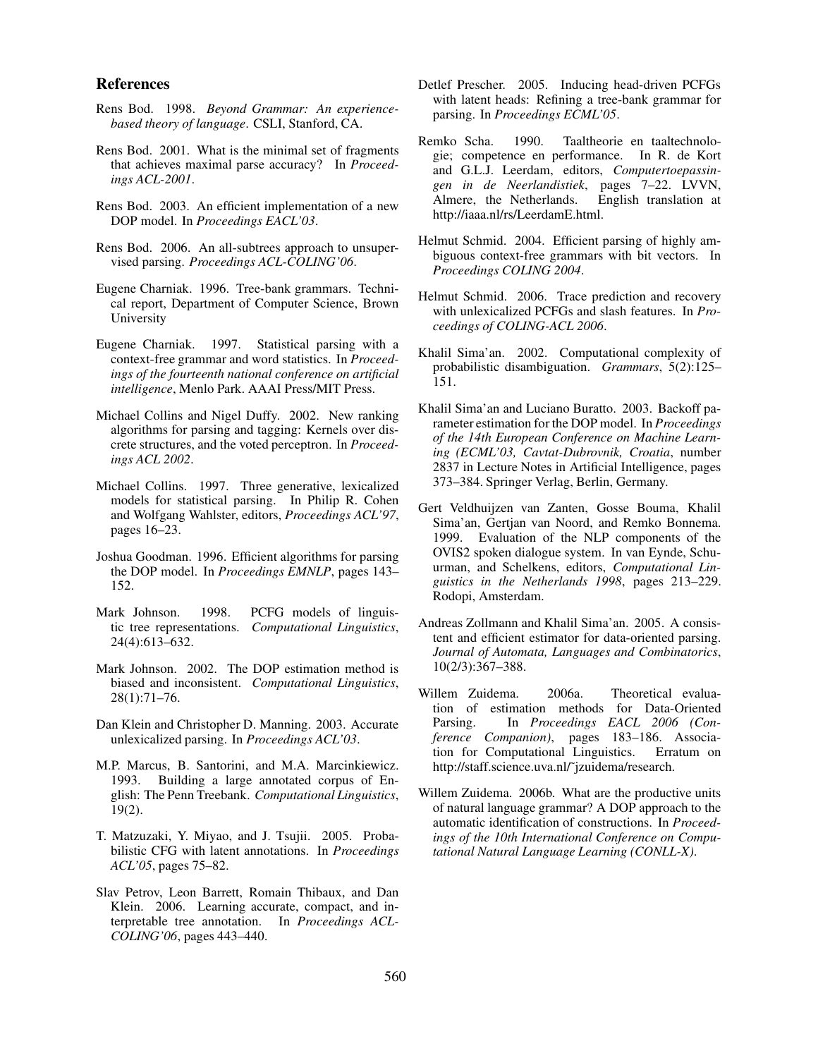## References

Rens Bod. 1998. *Beyond Grammar: An experience-based theory of language*. CSLI, Stanford, CA.

Rens Bod. 2001. What is the minimal set of fragments that achieves maximal parse accuracy? In *Proceedings ACL-2001*.

Rens Bod. 2003. An efficient implementation of a new DOP model. In *Proceedings EACL'03*.

Rens Bod. 2006. An all-subtrees approach to unsupervised parsing. *Proceedings ACL-COLING'06*.

Eugene Charniak. 1996. Tree-bank grammars. Technical report, Department of Computer Science, Brown University

Eugene Charniak. 1997. Statistical parsing with a context-free grammar and word statistics. In *Proceedings of the fourteenth national conference on artificial intelligence*, Menlo Park. AAAI Press/MIT Press.

Michael Collins and Nigel Duffy. 2002. New ranking algorithms for parsing and tagging: Kernels over discrete structures, and the voted perceptron. In *Proceedings ACL 2002*.

Michael Collins. 1997. Three generative, lexicalized models for statistical parsing. In Philip R. Cohen and Wolfgang Wahlster, editors, *Proceedings ACL'97*, pages 16–23.

Joshua Goodman. 1996. Efficient algorithms for parsing the DOP model. In *Proceedings EMNLP*, pages 143–152.

Mark Johnson. 1998. PCFG models of linguistic tree representations. *Computational Linguistics*, 24(4):613–632.

Mark Johnson. 2002. The DOP estimation method is biased and inconsistent. *Computational Linguistics*, 28(1):71–76.

Dan Klein and Christopher D. Manning. 2003. Accurate unlexicalized parsing. In *Proceedings ACL'03*.

M.P. Marcus, B. Santorini, and M.A. Marcinkiewicz. 1993. Building a large annotated corpus of English: The Penn Treebank. *Computational Linguistics*, 19(2).

T. Matzuzaki, Y. Miyao, and J. Tsujii. 2005. Probabilistic CFG with latent annotations. In *Proceedings ACL'05*, pages 75–82.

Slav Petrov, Leon Barrett, Romain Thibaux, and Dan Klein. 2006. Learning accurate, compact, and interpretable tree annotation. In *Proceedings ACL-COLING'06*, pages 443–440.

Detlef Prescher. 2005. Inducing head-driven PCFGs with latent heads: Refining a tree-bank grammar for parsing. In *Proceedings ECML'05*.

Remko Scha. 1990. Taaltheorie en taaltechnologie; competence en performance. In R. de Kort and G.L.J. Leerdam, editors, *Computertoepassingen in de Neerlandistiek*, pages 7–22. LVVN, Almere, the Netherlands. English translation at http://iaaa.nl/rs/LeerdamE.html.

Helmut Schmid. 2004. Efficient parsing of highly ambiguous context-free grammars with bit vectors. In *Proceedings COLING 2004*.

Helmut Schmid. 2006. Trace prediction and recovery with unlexicalized PCFGs and slash features. In *Proceedings of COLING-ACL 2006*.

Khalil Sima'an. 2002. Computational complexity of probabilistic disambiguation. *Grammars*, 5(2):125–151.

Khalil Sima'an and Luciano Buratto. 2003. Backoff parameter estimation for the DOP model. In *Proceedings of the 14th European Conference on Machine Learning (ECML'03, Cavtat-Dubrovnik, Croatia*, number 2837 in Lecture Notes in Artificial Intelligence, pages 373–384. Springer Verlag, Berlin, Germany.

Gert Veldhuijzen van Zanten, Gosse Bouma, Khalil Sima'an, Gertjan van Noord, and Remko Bonnema. 1999. Evaluation of the NLP components of the OVIS2 spoken dialogue system. In van Eynde, Schuurman, and Schelkens, editors, *Computational Linguistics in the Netherlands 1998*, pages 213–229. Rodopi, Amsterdam.

Andreas Zollmann and Khalil Sima'an. 2005. A consistent and efficient estimator for data-oriented parsing. *Journal of Automata, Languages and Combinatorics*, 10(2/3):367–388.

Willem Zuidema. 2006a. Theoretical evaluation of estimation methods for Data-Oriented Parsing. In *Proceedings EACL 2006 (Conference Companion)*, pages 183–186. Association for Computational Linguistics. Erratum on http://staff.science.uva.nl/˜jzuidema/research.

Willem Zuidema. 2006b. What are the productive units of natural language grammar? A DOP approach to the automatic identification of constructions. In *Proceedings of the 10th International Conference on Computational Natural Language Learning (CONLL-X)*.